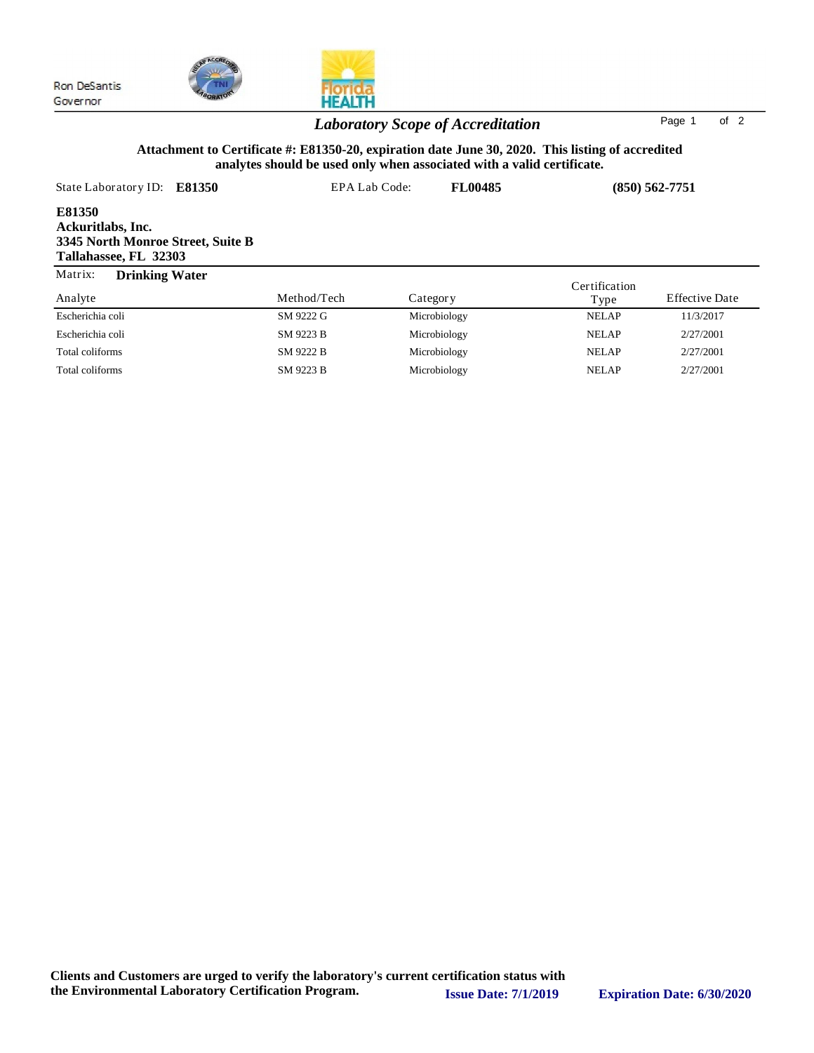Ron DeSantis
Governor

## *Laboratory Scope of Accreditation*

**Attachment to Certificate #: E81350-20, expiration date June 30, 2020. This listing of accredited analytes should be used only when associated with a valid certificate.**

State Laboratory ID: **E81350** EPA Lab Code: **FL00485** **(850) 562-7751**

**E81350**
**Ackuritlabs, Inc.**
**3345 North Monroe Street, Suite B**
**Tallahassee, FL 32303**

Matrix: **Drinking Water**

| Analyte | Method/Tech | Category | Certification Type | Effective Date |
|---|---|---|---|---|
| Escherichia coli | SM 9222 G | Microbiology | NELAP | 11/3/2017 |
| Escherichia coli | SM 9223 B | Microbiology | NELAP | 2/27/2001 |
| Total coliforms | SM 9222 B | Microbiology | NELAP | 2/27/2001 |
| Total coliforms | SM 9223 B | Microbiology | NELAP | 2/27/2001 |

**Clients and Customers are urged to verify the laboratory's current certification status with the Environmental Laboratory Certification Program.** **Issue Date: 7/1/2019** **Expiration Date: 6/30/2020**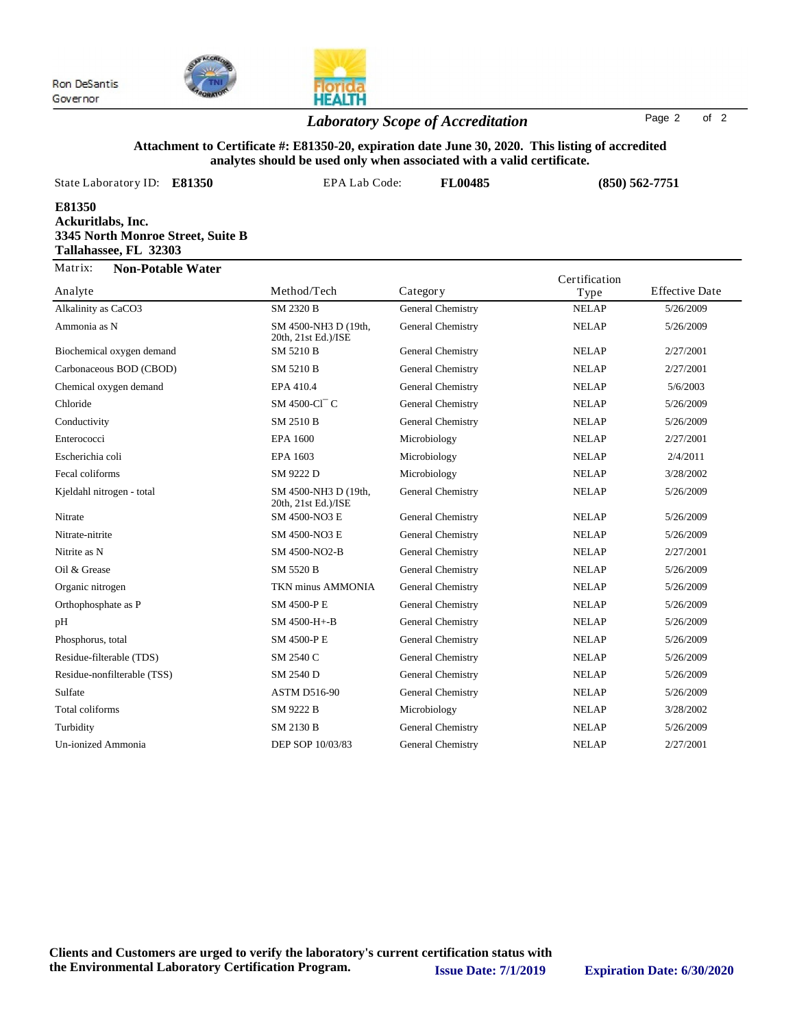Ron DeSantis
Governor

## *Laboratory Scope of Accreditation*

**Attachment to Certificate #: E81350-20, expiration date June 30, 2020. This listing of accredited analytes should be used only when associated with a valid certificate.**

State Laboratory ID: **E81350** EPA Lab Code: **FL00485** **(850) 562-7751**

**E81350**
**Ackuritlabs, Inc.**
**3345 North Monroe Street, Suite B**
**Tallahassee, FL 32303**

Matrix: **Non-Potable Water**

| Analyte | Method/Tech | Category | Certification Type | Effective Date |
|---|---|---|---|---|
| Alkalinity as CaCO3 | SM 2320 B | General Chemistry | NELAP | 5/26/2009 |
| Ammonia as N | SM 4500-NH3 D (19th, 20th, 21st Ed.)/ISE | General Chemistry | NELAP | 5/26/2009 |
| Biochemical oxygen demand | SM 5210 B | General Chemistry | NELAP | 2/27/2001 |
| Carbonaceous BOD (CBOD) | SM 5210 B | General Chemistry | NELAP | 2/27/2001 |
| Chemical oxygen demand | EPA 410.4 | General Chemistry | NELAP | 5/6/2003 |
| Chloride | SM 4500-Cl¯ C | General Chemistry | NELAP | 5/26/2009 |
| Conductivity | SM 2510 B | General Chemistry | NELAP | 5/26/2009 |
| Enterococci | EPA 1600 | Microbiology | NELAP | 2/27/2001 |
| Escherichia coli | EPA 1603 | Microbiology | NELAP | 2/4/2011 |
| Fecal coliforms | SM 9222 D | Microbiology | NELAP | 3/28/2002 |
| Kjeldahl nitrogen - total | SM 4500-NH3 D (19th, 20th, 21st Ed.)/ISE | General Chemistry | NELAP | 5/26/2009 |
| Nitrate | SM 4500-NO3 E | General Chemistry | NELAP | 5/26/2009 |
| Nitrate-nitrite | SM 4500-NO3 E | General Chemistry | NELAP | 5/26/2009 |
| Nitrite as N | SM 4500-NO2-B | General Chemistry | NELAP | 2/27/2001 |
| Oil & Grease | SM 5520 B | General Chemistry | NELAP | 5/26/2009 |
| Organic nitrogen | TKN minus AMMONIA | General Chemistry | NELAP | 5/26/2009 |
| Orthophosphate as P | SM 4500-P E | General Chemistry | NELAP | 5/26/2009 |
| pH | SM 4500-H+-B | General Chemistry | NELAP | 5/26/2009 |
| Phosphorus, total | SM 4500-P E | General Chemistry | NELAP | 5/26/2009 |
| Residue-filterable (TDS) | SM 2540 C | General Chemistry | NELAP | 5/26/2009 |
| Residue-nonfilterable (TSS) | SM 2540 D | General Chemistry | NELAP | 5/26/2009 |
| Sulfate | ASTM D516-90 | General Chemistry | NELAP | 5/26/2009 |
| Total coliforms | SM 9222 B | Microbiology | NELAP | 3/28/2002 |
| Turbidity | SM 2130 B | General Chemistry | NELAP | 5/26/2009 |
| Un-ionized Ammonia | DEP SOP 10/03/83 | General Chemistry | NELAP | 2/27/2001 |

**Clients and Customers are urged to verify the laboratory's current certification status with the Environmental Laboratory Certification Program.** **Issue Date: 7/1/2019** **Expiration Date: 6/30/2020**